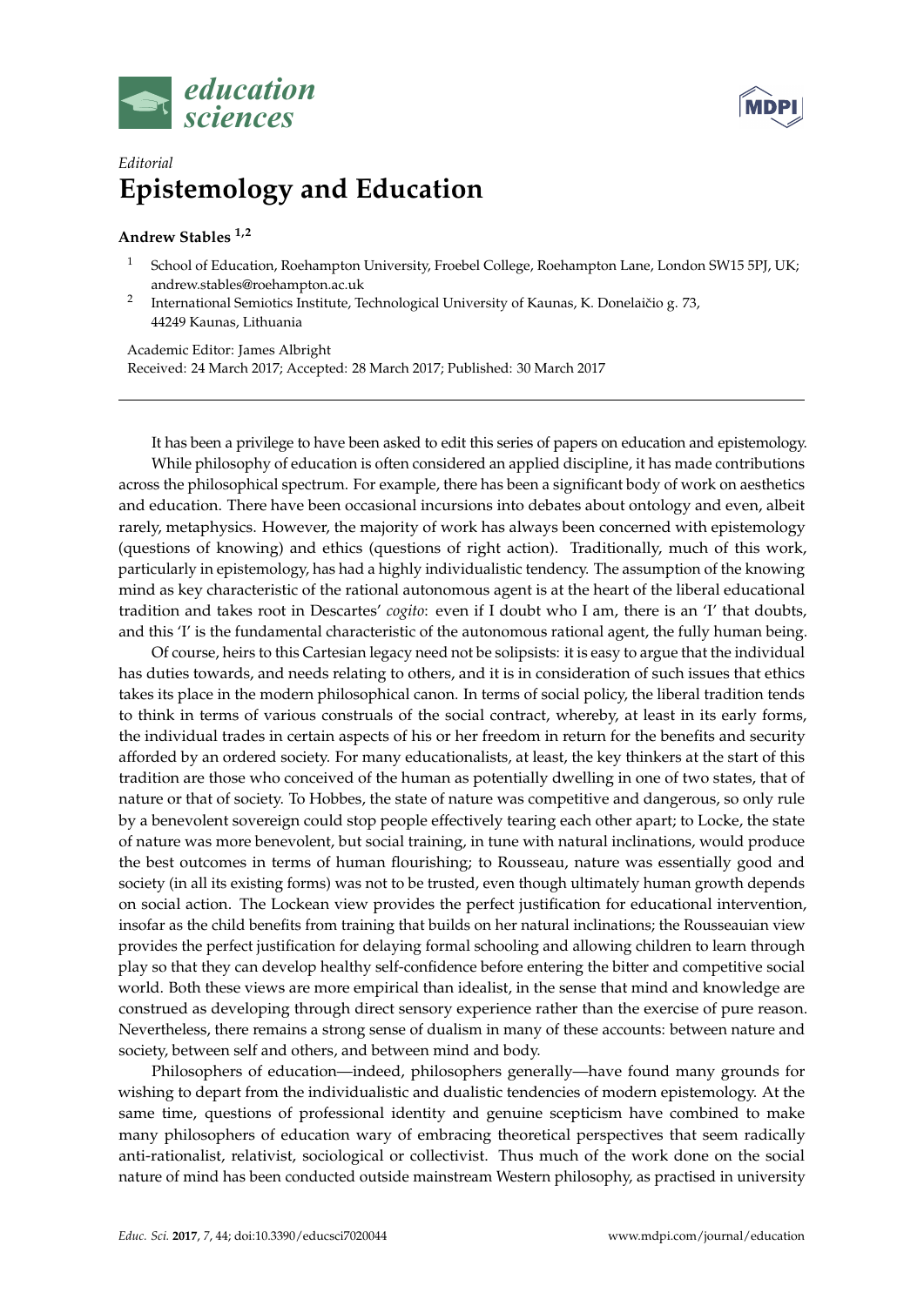*Editorial*

# Epistemology and Education

**Andrew Stables** [1,2]

[1] School of Education, Roehampton University, Froebel College, Roehampton Lane, London SW15 5PJ, UK; andrew.stables@roehampton.ac.uk

[2] International Semiotics Institute, Technological University of Kaunas, K. Donelaičio g. 73, 44249 Kaunas, Lithuania

Academic Editor: James Albright
Received: 24 March 2017; Accepted: 28 March 2017; Published: 30 March 2017

---

It has been a privilege to have been asked to edit this series of papers on education and epistemology.

While philosophy of education is often considered an applied discipline, it has made contributions across the philosophical spectrum. For example, there has been a significant body of work on aesthetics and education. There have been occasional incursions into debates about ontology and even, albeit rarely, metaphysics. However, the majority of work has always been concerned with epistemology (questions of knowing) and ethics (questions of right action). Traditionally, much of this work, particularly in epistemology, has had a highly individualistic tendency. The assumption of the knowing mind as key characteristic of the rational autonomous agent is at the heart of the liberal educational tradition and takes root in Descartes' *cogito*: even if I doubt who I am, there is an 'I' that doubts, and this 'I' is the fundamental characteristic of the autonomous rational agent, the fully human being.

Of course, heirs to this Cartesian legacy need not be solipsists: it is easy to argue that the individual has duties towards, and needs relating to others, and it is in consideration of such issues that ethics takes its place in the modern philosophical canon. In terms of social policy, the liberal tradition tends to think in terms of various construals of the social contract, whereby, at least in its early forms, the individual trades in certain aspects of his or her freedom in return for the benefits and security afforded by an ordered society. For many educationalists, at least, the key thinkers at the start of this tradition are those who conceived of the human as potentially dwelling in one of two states, that of nature or that of society. To Hobbes, the state of nature was competitive and dangerous, so only rule by a benevolent sovereign could stop people effectively tearing each other apart; to Locke, the state of nature was more benevolent, but social training, in tune with natural inclinations, would produce the best outcomes in terms of human flourishing; to Rousseau, nature was essentially good and society (in all its existing forms) was not to be trusted, even though ultimately human growth depends on social action. The Lockean view provides the perfect justification for educational intervention, insofar as the child benefits from training that builds on her natural inclinations; the Rousseauian view provides the perfect justification for delaying formal schooling and allowing children to learn through play so that they can develop healthy self-confidence before entering the bitter and competitive social world. Both these views are more empirical than idealist, in the sense that mind and knowledge are construed as developing through direct sensory experience rather than the exercise of pure reason. Nevertheless, there remains a strong sense of dualism in many of these accounts: between nature and society, between self and others, and between mind and body.

Philosophers of education—indeed, philosophers generally—have found many grounds for wishing to depart from the individualistic and dualistic tendencies of modern epistemology. At the same time, questions of professional identity and genuine scepticism have combined to make many philosophers of education wary of embracing theoretical perspectives that seem radically anti-rationalist, relativist, sociological or collectivist. Thus much of the work done on the social nature of mind has been conducted outside mainstream Western philosophy, as practised in university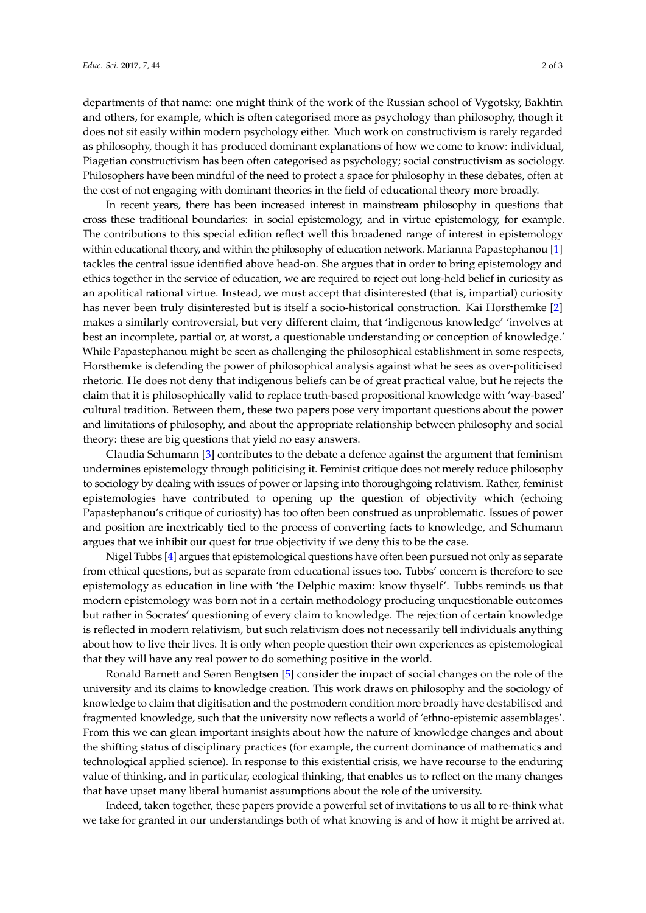departments of that name: one might think of the work of the Russian school of Vygotsky, Bakhtin and others, for example, which is often categorised more as psychology than philosophy, though it does not sit easily within modern psychology either. Much work on constructivism is rarely regarded as philosophy, though it has produced dominant explanations of how we come to know: individual, Piagetian constructivism has been often categorised as psychology; social constructivism as sociology. Philosophers have been mindful of the need to protect a space for philosophy in these debates, often at the cost of not engaging with dominant theories in the field of educational theory more broadly.

In recent years, there has been increased interest in mainstream philosophy in questions that cross these traditional boundaries: in social epistemology, and in virtue epistemology, for example. The contributions to this special edition reflect well this broadened range of interest in epistemology within educational theory, and within the philosophy of education network. Marianna Papastephanou [1] tackles the central issue identified above head-on. She argues that in order to bring epistemology and ethics together in the service of education, we are required to reject out long-held belief in curiosity as an apolitical rational virtue. Instead, we must accept that disinterested (that is, impartial) curiosity has never been truly disinterested but is itself a socio-historical construction. Kai Horsthemke [2] makes a similarly controversial, but very different claim, that 'indigenous knowledge' 'involves at best an incomplete, partial or, at worst, a questionable understanding or conception of knowledge.' While Papastephanou might be seen as challenging the philosophical establishment in some respects, Horsthemke is defending the power of philosophical analysis against what he sees as over-politicised rhetoric. He does not deny that indigenous beliefs can be of great practical value, but he rejects the claim that it is philosophically valid to replace truth-based propositional knowledge with 'way-based' cultural tradition. Between them, these two papers pose very important questions about the power and limitations of philosophy, and about the appropriate relationship between philosophy and social theory: these are big questions that yield no easy answers.

Claudia Schumann [3] contributes to the debate a defence against the argument that feminism undermines epistemology through politicising it. Feminist critique does not merely reduce philosophy to sociology by dealing with issues of power or lapsing into thoroughgoing relativism. Rather, feminist epistemologies have contributed to opening up the question of objectivity which (echoing Papastephanou's critique of curiosity) has too often been construed as unproblematic. Issues of power and position are inextricably tied to the process of converting facts to knowledge, and Schumann argues that we inhibit our quest for true objectivity if we deny this to be the case.

Nigel Tubbs [4] argues that epistemological questions have often been pursued not only as separate from ethical questions, but as separate from educational issues too. Tubbs' concern is therefore to see epistemology as education in line with 'the Delphic maxim: know thyself'. Tubbs reminds us that modern epistemology was born not in a certain methodology producing unquestionable outcomes but rather in Socrates' questioning of every claim to knowledge. The rejection of certain knowledge is reflected in modern relativism, but such relativism does not necessarily tell individuals anything about how to live their lives. It is only when people question their own experiences as epistemological that they will have any real power to do something positive in the world.

Ronald Barnett and Søren Bengtsen [5] consider the impact of social changes on the role of the university and its claims to knowledge creation. This work draws on philosophy and the sociology of knowledge to claim that digitisation and the postmodern condition more broadly have destabilised and fragmented knowledge, such that the university now reflects a world of 'ethno-epistemic assemblages'. From this we can glean important insights about how the nature of knowledge changes and about the shifting status of disciplinary practices (for example, the current dominance of mathematics and technological applied science). In response to this existential crisis, we have recourse to the enduring value of thinking, and in particular, ecological thinking, that enables us to reflect on the many changes that have upset many liberal humanist assumptions about the role of the university.

Indeed, taken together, these papers provide a powerful set of invitations to us all to re-think what we take for granted in our understandings both of what knowing is and of how it might be arrived at.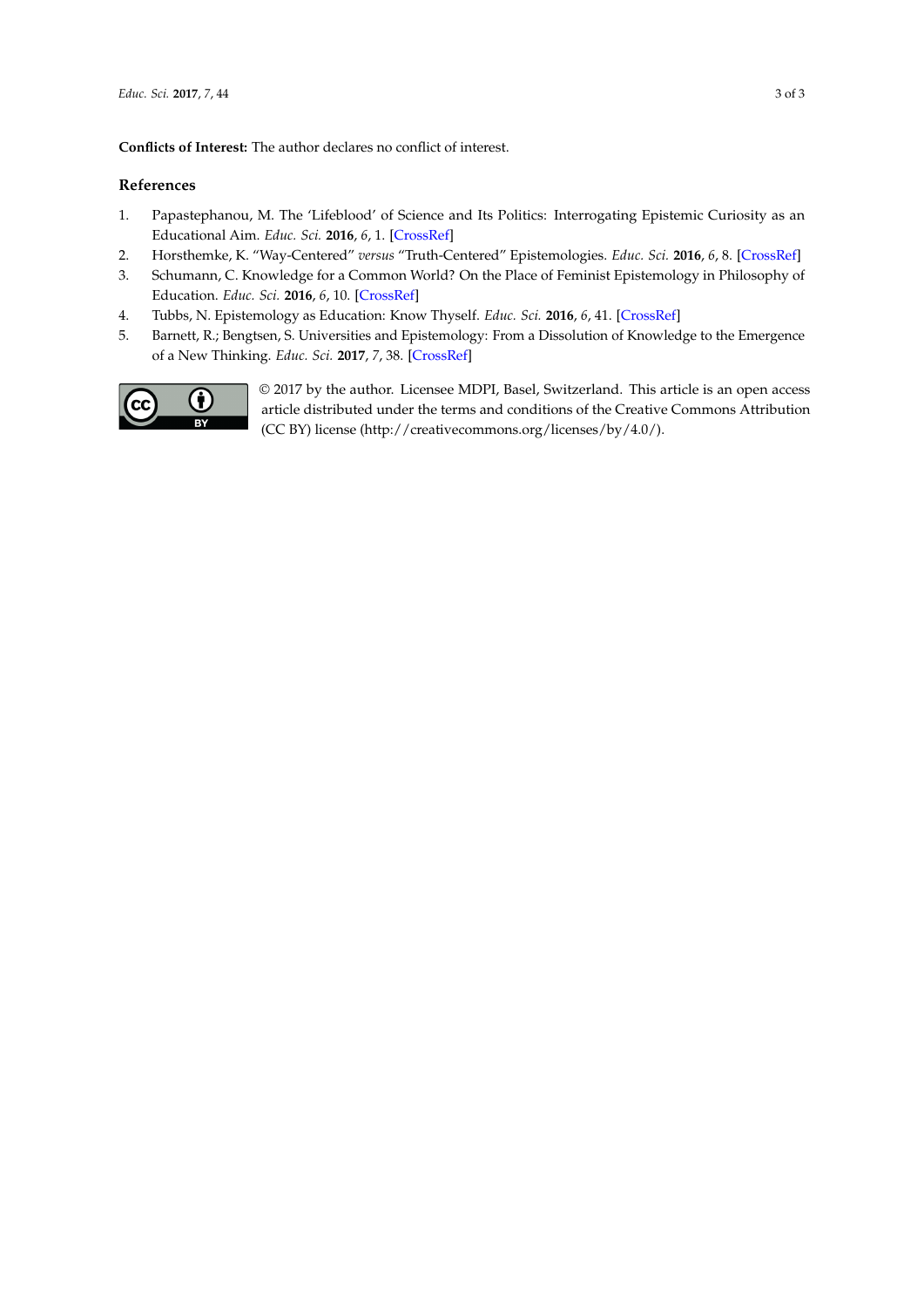**Conflicts of Interest:** The author declares no conflict of interest.

## References

1. Papastephanou, M. The 'Lifeblood' of Science and Its Politics: Interrogating Epistemic Curiosity as an Educational Aim. *Educ. Sci.* **2016**, *6*, 1. [CrossRef]
2. Horsthemke, K. "Way-Centered" *versus* "Truth-Centered" Epistemologies. *Educ. Sci.* **2016**, *6*, 8. [CrossRef]
3. Schumann, C. Knowledge for a Common World? On the Place of Feminist Epistemology in Philosophy of Education. *Educ. Sci.* **2016**, *6*, 10. [CrossRef]
4. Tubbs, N. Epistemology as Education: Know Thyself. *Educ. Sci.* **2016**, *6*, 41. [CrossRef]
5. Barnett, R.; Bengtsen, S. Universities and Epistemology: From a Dissolution of Knowledge to the Emergence of a New Thinking. *Educ. Sci.* **2017**, *7*, 38. [CrossRef]

© 2017 by the author. Licensee MDPI, Basel, Switzerland. This article is an open access article distributed under the terms and conditions of the Creative Commons Attribution (CC BY) license (http://creativecommons.org/licenses/by/4.0/).